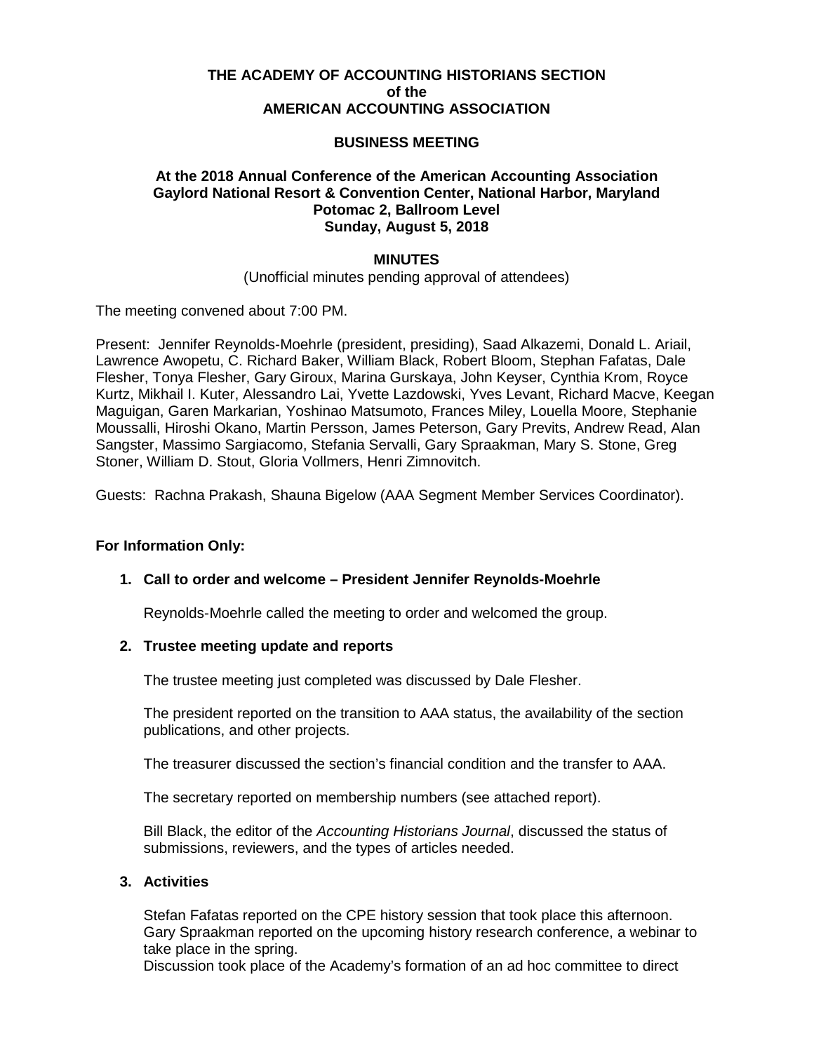**THE ACADEMY OF ACCOUNTING HISTORIANS SECTION**
**of the**
**AMERICAN ACCOUNTING ASSOCIATION**

**BUSINESS MEETING**

**At the 2018 Annual Conference of the American Accounting Association**
**Gaylord National Resort & Convention Center, National Harbor, Maryland**
**Potomac 2, Ballroom Level**
**Sunday, August 5, 2018**

**MINUTES**

(Unofficial minutes pending approval of attendees)

The meeting convened about 7:00 PM.

Present: Jennifer Reynolds-Moehrle (president, presiding), Saad Alkazemi, Donald L. Ariail, Lawrence Awopetu, C. Richard Baker, William Black, Robert Bloom, Stephan Fafatas, Dale Flesher, Tonya Flesher, Gary Giroux, Marina Gurskaya, John Keyser, Cynthia Krom, Royce Kurtz, Mikhail I. Kuter, Alessandro Lai, Yvette Lazdowski, Yves Levant, Richard Macve, Keegan Maguigan, Garen Markarian, Yoshinao Matsumoto, Frances Miley, Louella Moore, Stephanie Moussalli, Hiroshi Okano, Martin Persson, James Peterson, Gary Previts, Andrew Read, Alan Sangster, Massimo Sargiacomo, Stefania Servalli, Gary Spraakman, Mary S. Stone, Greg Stoner, William D. Stout, Gloria Vollmers, Henri Zimnovitch.

Guests: Rachna Prakash, Shauna Bigelow (AAA Segment Member Services Coordinator).

**For Information Only:**

1. **Call to order and welcome – President Jennifer Reynolds-Moehrle**

   Reynolds-Moehrle called the meeting to order and welcomed the group.

2. **Trustee meeting update and reports**

   The trustee meeting just completed was discussed by Dale Flesher.

   The president reported on the transition to AAA status, the availability of the section publications, and other projects.

   The treasurer discussed the section's financial condition and the transfer to AAA.

   The secretary reported on membership numbers (see attached report).

   Bill Black, the editor of the *Accounting Historians Journal*, discussed the status of submissions, reviewers, and the types of articles needed.

3. **Activities**

   Stefan Fafatas reported on the CPE history session that took place this afternoon.
   Gary Spraakman reported on the upcoming history research conference, a webinar to take place in the spring.
   Discussion took place of the Academy's formation of an ad hoc committee to direct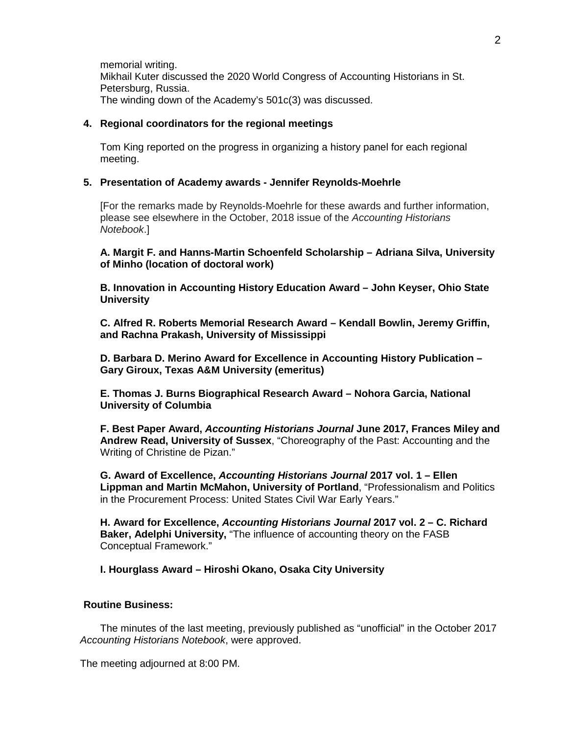memorial writing.
Mikhail Kuter discussed the 2020 World Congress of Accounting Historians in St. Petersburg, Russia.
The winding down of the Academy's 501c(3) was discussed.

**4. Regional coordinators for the regional meetings**

Tom King reported on the progress in organizing a history panel for each regional meeting.

**5. Presentation of Academy awards - Jennifer Reynolds-Moehrle**

[For the remarks made by Reynolds-Moehrle for these awards and further information, please see elsewhere in the October, 2018 issue of the *Accounting Historians Notebook*.]

**A. Margit F. and Hanns-Martin Schoenfeld Scholarship – Adriana Silva, University of Minho (location of doctoral work)**

**B. Innovation in Accounting History Education Award – John Keyser, Ohio State University**

**C. Alfred R. Roberts Memorial Research Award – Kendall Bowlin, Jeremy Griffin, and Rachna Prakash, University of Mississippi**

**D. Barbara D. Merino Award for Excellence in Accounting History Publication – Gary Giroux, Texas A&M University (emeritus)**

**E. Thomas J. Burns Biographical Research Award – Nohora Garcia, National University of Columbia**

**F. Best Paper Award, *Accounting Historians Journal* June 2017, Frances Miley and Andrew Read, University of Sussex**, "Choreography of the Past: Accounting and the Writing of Christine de Pizan."

**G. Award of Excellence, *Accounting Historians Journal* 2017 vol. 1 – Ellen Lippman and Martin McMahon, University of Portland**, "Professionalism and Politics in the Procurement Process: United States Civil War Early Years."

**H. Award for Excellence, *Accounting Historians Journal* 2017 vol. 2 – C. Richard Baker, Adelphi University,** "The influence of accounting theory on the FASB Conceptual Framework."

**I. Hourglass Award – Hiroshi Okano, Osaka City University**

**Routine Business:**

The minutes of the last meeting, previously published as "unofficial" in the October 2017 *Accounting Historians Notebook*, were approved.

The meeting adjourned at 8:00 PM.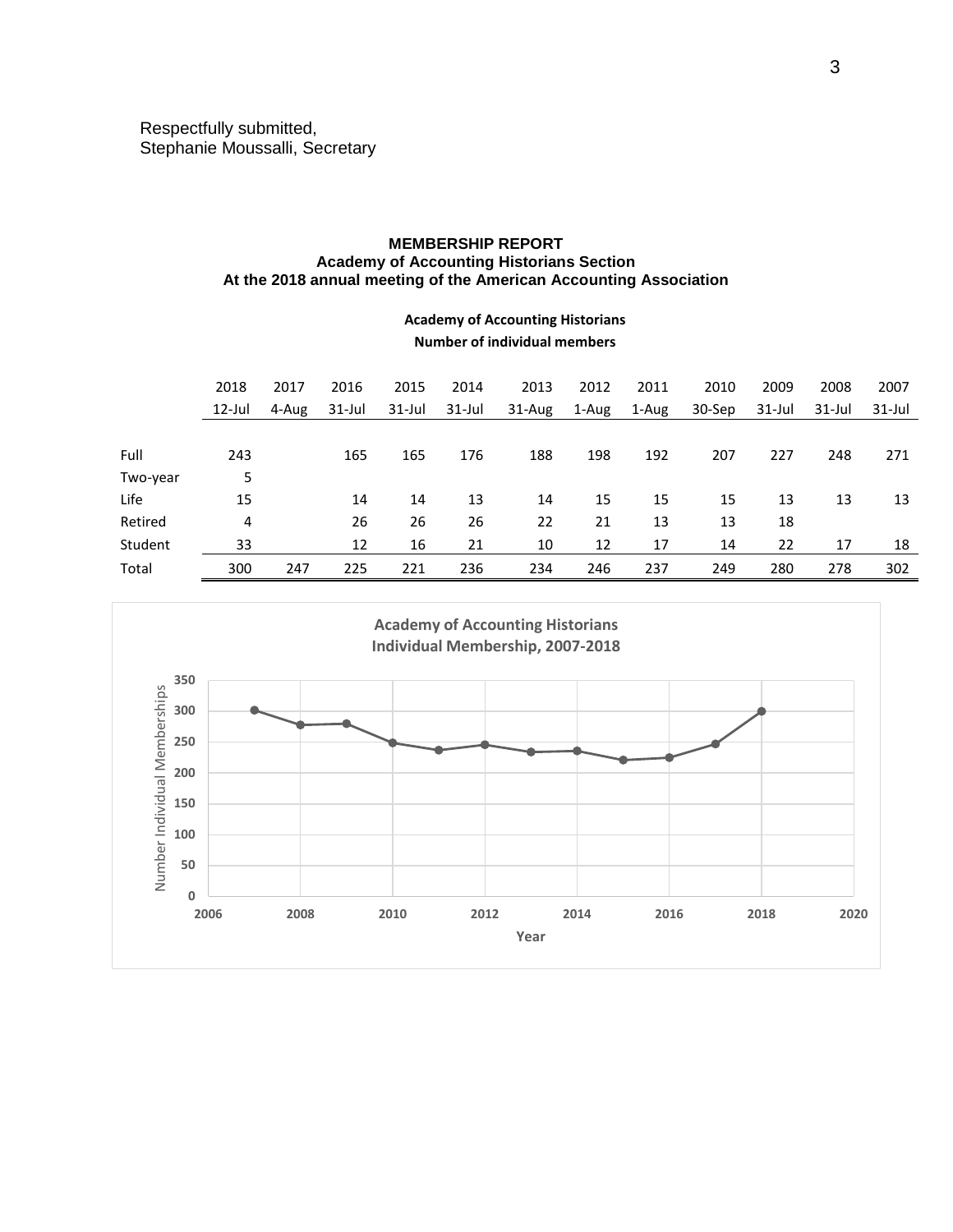Respectfully submitted,
Stephanie Moussalli, Secretary

**MEMBERSHIP REPORT**
**Academy of Accounting Historians Section**
**At the 2018 annual meeting of the American Accounting Association**

**Academy of Accounting Historians**
**Number of individual members**

| | 2018 | 2017 | 2016 | 2015 | 2014 | 2013 | 2012 | 2011 | 2010 | 2009 | 2008 | 2007 |
|---|---|---|---|---|---|---|---|---|---|---|---|---|
| | 12-Jul | 4-Aug | 31-Jul | 31-Jul | 31-Jul | 31-Aug | 1-Aug | 1-Aug | 30-Sep | 31-Jul | 31-Jul | 31-Jul |
| Full | 243 | | 165 | 165 | 176 | 188 | 198 | 192 | 207 | 227 | 248 | 271 |
| Two-year | 5 | | | | | | | | | | | |
| Life | 15 | | 14 | 14 | 13 | 14 | 15 | 15 | 15 | 13 | 13 | 13 |
| Retired | 4 | | 26 | 26 | 26 | 22 | 21 | 13 | 13 | 18 | | |
| Student | 33 | | 12 | 16 | 21 | 10 | 12 | 17 | 14 | 22 | 17 | 18 |
| Total | 300 | 247 | 225 | 221 | 236 | 234 | 246 | 237 | 249 | 280 | 278 | 302 |

Academy of Accounting Historians
Individual Membership, 2007-2018

Number Individual Memberships

0
50
100
150
200
250
300
350

2006
2008
2010
2012
2014
2016
2018
2020

Year